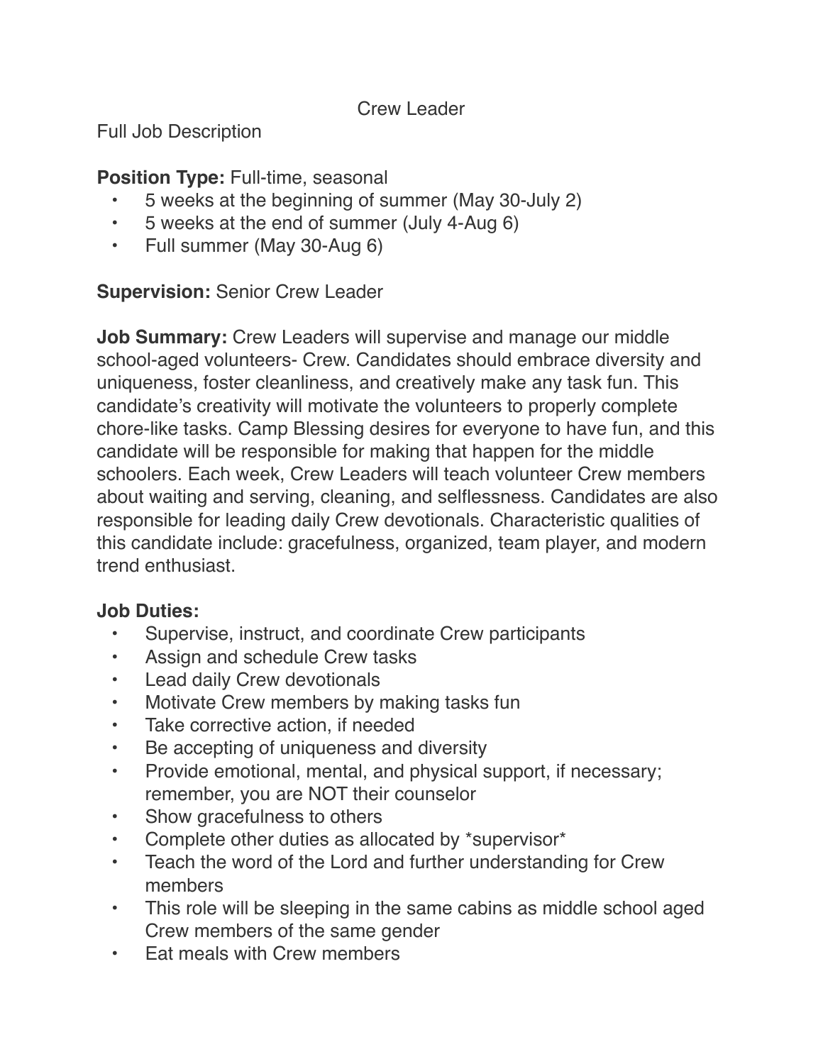# Crew Leader

Full Job Description

**Position Type:** Full-time, seasonal

- 5 weeks at the beginning of summer (May 30-July 2)
- 5 weeks at the end of summer (July 4-Aug 6)
- Full summer (May 30-Aug 6)

**Supervision:** Senior Crew Leader

**Job Summary:** Crew Leaders will supervise and manage our middle school-aged volunteers- Crew. Candidates should embrace diversity and uniqueness, foster cleanliness, and creatively make any task fun. This candidate's creativity will motivate the volunteers to properly complete chore-like tasks. Camp Blessing desires for everyone to have fun, and this candidate will be responsible for making that happen for the middle schoolers. Each week, Crew Leaders will teach volunteer Crew members about waiting and serving, cleaning, and selflessness. Candidates are also responsible for leading daily Crew devotionals. Characteristic qualities of this candidate include: gracefulness, organized, team player, and modern trend enthusiast.

**Job Duties:**

- Supervise, instruct, and coordinate Crew participants
- Assign and schedule Crew tasks
- Lead daily Crew devotionals
- Motivate Crew members by making tasks fun
- Take corrective action, if needed
- Be accepting of uniqueness and diversity
- Provide emotional, mental, and physical support, if necessary; remember, you are NOT their counselor
- Show gracefulness to others
- Complete other duties as allocated by *supervisor*
- Teach the word of the Lord and further understanding for Crew members
- This role will be sleeping in the same cabins as middle school aged Crew members of the same gender
- Eat meals with Crew members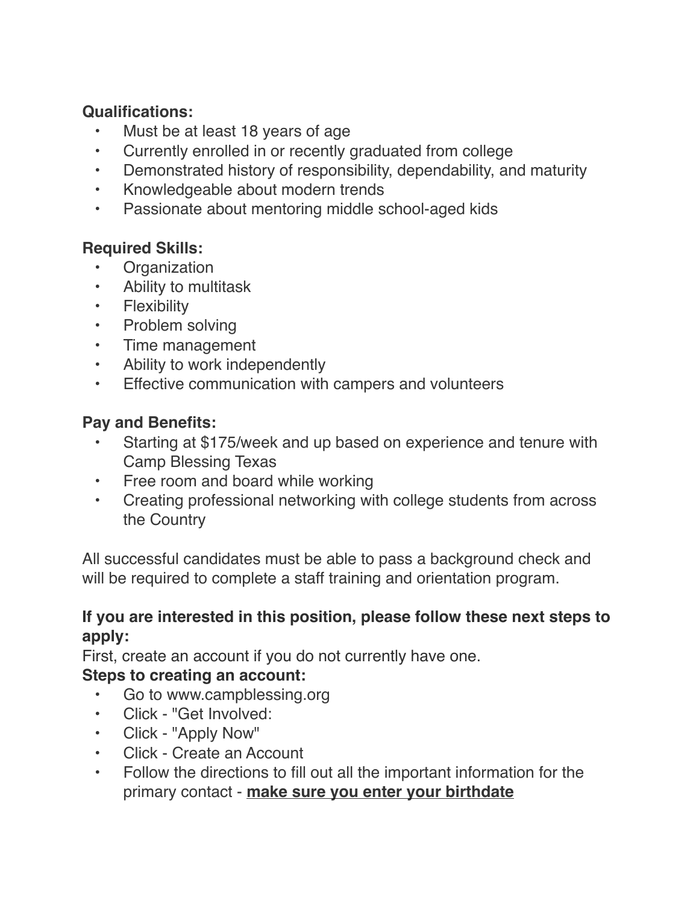**Qualifications:**

- Must be at least 18 years of age
- Currently enrolled in or recently graduated from college
- Demonstrated history of responsibility, dependability, and maturity
- Knowledgeable about modern trends
- Passionate about mentoring middle school-aged kids

**Required Skills:**

- Organization
- Ability to multitask
- Flexibility
- Problem solving
- Time management
- Ability to work independently
- Effective communication with campers and volunteers

**Pay and Benefits:**

- Starting at $175/week and up based on experience and tenure with Camp Blessing Texas
- Free room and board while working
- Creating professional networking with college students from across the Country

All successful candidates must be able to pass a background check and will be required to complete a staff training and orientation program.

**If you are interested in this position, please follow these next steps to apply:**

First, create an account if you do not currently have one.

**Steps to creating an account:**

- Go to www.campblessing.org
- Click - "Get Involved:
- Click - "Apply Now"
- Click - Create an Account
- Follow the directions to fill out all the important information for the primary contact - **make sure you enter your birthdate**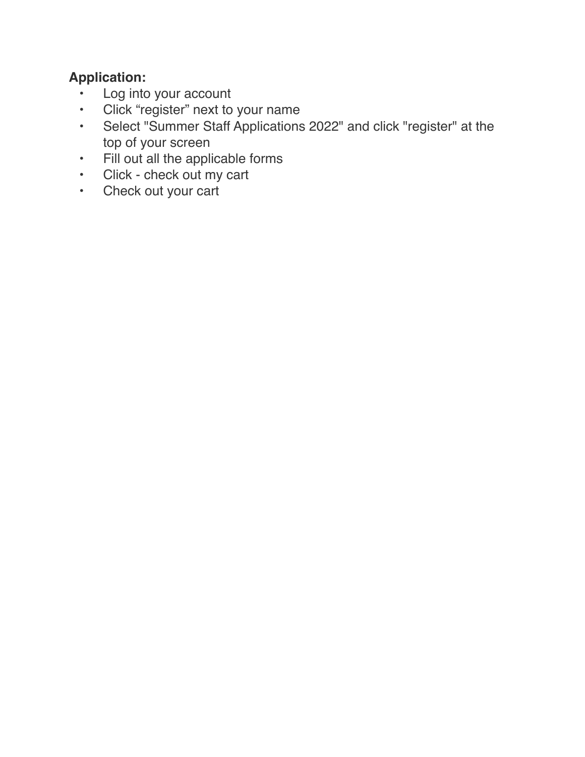**Application:**

- Log into your account
- Click “register” next to your name
- Select "Summer Staff Applications 2022" and click "register" at the top of your screen
- Fill out all the applicable forms
- Click - check out my cart
- Check out your cart